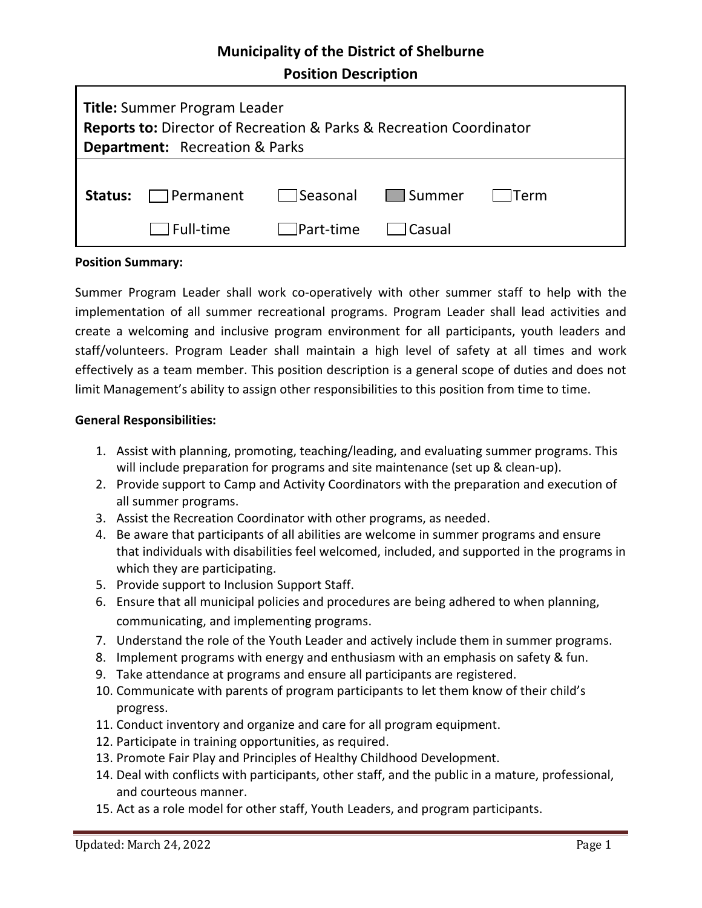# Municipality of the District of Shelburne

## Position Description

**Title:** Summer Program Leader
**Reports to:** Director of Recreation & Parks & Recreation Coordinator
**Department:** Recreation & Parks

| **Status:** | ☐ Permanent | ☐ Seasonal | ☒ Summer | ☐ Term |
|---|---|---|---|---|
| | ☐ Full-time | ☐ Part-time | ☐ Casual | |

**Position Summary:**

Summer Program Leader shall work co-operatively with other summer staff to help with the implementation of all summer recreational programs. Program Leader shall lead activities and create a welcoming and inclusive program environment for all participants, youth leaders and staff/volunteers. Program Leader shall maintain a high level of safety at all times and work effectively as a team member. This position description is a general scope of duties and does not limit Management's ability to assign other responsibilities to this position from time to time.

**General Responsibilities:**

1. Assist with planning, promoting, teaching/leading, and evaluating summer programs. This will include preparation for programs and site maintenance (set up & clean-up).
2. Provide support to Camp and Activity Coordinators with the preparation and execution of all summer programs.
3. Assist the Recreation Coordinator with other programs, as needed.
4. Be aware that participants of all abilities are welcome in summer programs and ensure that individuals with disabilities feel welcomed, included, and supported in the programs in which they are participating.
5. Provide support to Inclusion Support Staff.
6. Ensure that all municipal policies and procedures are being adhered to when planning, communicating, and implementing programs.
7. Understand the role of the Youth Leader and actively include them in summer programs.
8. Implement programs with energy and enthusiasm with an emphasis on safety & fun.
9. Take attendance at programs and ensure all participants are registered.
10. Communicate with parents of program participants to let them know of their child's progress.
11. Conduct inventory and organize and care for all program equipment.
12. Participate in training opportunities, as required.
13. Promote Fair Play and Principles of Healthy Childhood Development.
14. Deal with conflicts with participants, other staff, and the public in a mature, professional, and courteous manner.
15. Act as a role model for other staff, Youth Leaders, and program participants.

Updated: March 24, 2022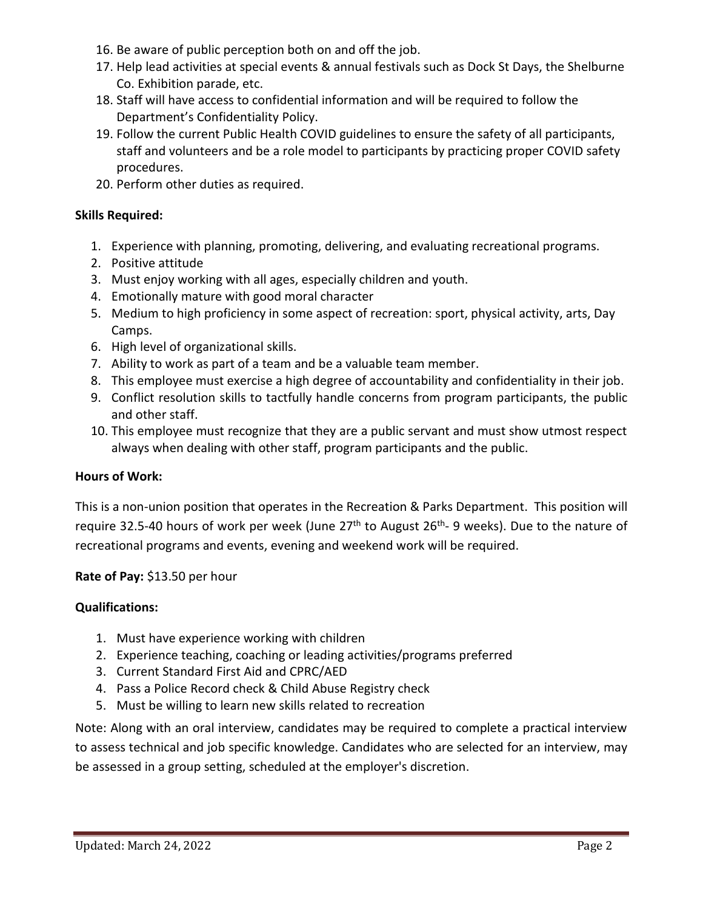16. Be aware of public perception both on and off the job.
17. Help lead activities at special events & annual festivals such as Dock St Days, the Shelburne Co. Exhibition parade, etc.
18. Staff will have access to confidential information and will be required to follow the Department's Confidentiality Policy.
19. Follow the current Public Health COVID guidelines to ensure the safety of all participants, staff and volunteers and be a role model to participants by practicing proper COVID safety procedures.
20. Perform other duties as required.

**Skills Required:**

1. Experience with planning, promoting, delivering, and evaluating recreational programs.
2. Positive attitude
3. Must enjoy working with all ages, especially children and youth.
4. Emotionally mature with good moral character
5. Medium to high proficiency in some aspect of recreation: sport, physical activity, arts, Day Camps.
6. High level of organizational skills.
7. Ability to work as part of a team and be a valuable team member.
8. This employee must exercise a high degree of accountability and confidentiality in their job.
9. Conflict resolution skills to tactfully handle concerns from program participants, the public and other staff.
10. This employee must recognize that they are a public servant and must show utmost respect always when dealing with other staff, program participants and the public.

**Hours of Work:**

This is a non-union position that operates in the Recreation & Parks Department. This position will require 32.5-40 hours of work per week (June 27th to August 26th- 9 weeks). Due to the nature of recreational programs and events, evening and weekend work will be required.

**Rate of Pay:** $13.50 per hour

**Qualifications:**

1. Must have experience working with children
2. Experience teaching, coaching or leading activities/programs preferred
3. Current Standard First Aid and CPRC/AED
4. Pass a Police Record check & Child Abuse Registry check
5. Must be willing to learn new skills related to recreation

Note: Along with an oral interview, candidates may be required to complete a practical interview to assess technical and job specific knowledge. Candidates who are selected for an interview, may be assessed in a group setting, scheduled at the employer's discretion.

Updated: March 24, 2022